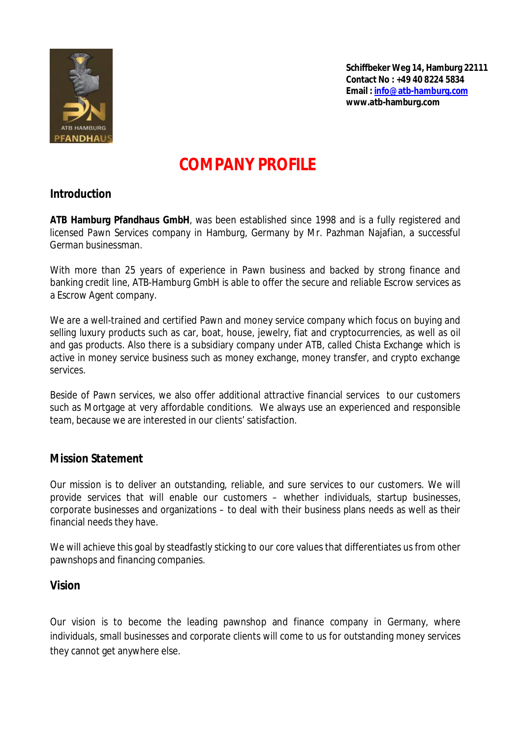Schiffbeker Weg 14, Hamburg 22111
**Contact No : +49 40 8224 5834**
**Email : info@atb-hamburg.com**
**www.atb-hamburg.com**

# COMPANY PROFILE

## Introduction

**ATB Hamburg Pfandhaus GmbH**, was been established since 1998 and is a fully registered and licensed Pawn Services company in Hamburg, Germany by Mr. Pazhman Najafian, a successful German businessman.

With more than 25 years of experience in Pawn business and backed by strong finance and banking credit line, ATB-Hamburg GmbH is able to offer the secure and reliable Escrow services as a Escrow Agent company.

We are a well-trained and certified Pawn and money service company which focus on buying and selling luxury products such as car, boat, house, jewelry, fiat and cryptocurrencies, as well as oil and gas products. Also there is a subsidiary company under ATB, called Chista Exchange which is active in money service business such as money exchange, money transfer, and crypto exchange services.

Beside of Pawn services, we also offer additional attractive financial services to our customers such as Mortgage at very affordable conditions. We always use an experienced and responsible team, because we are interested in our clients' satisfaction.

## Mission Statement

Our mission is to deliver an outstanding, reliable, and sure services to our customers. We will provide services that will enable our customers – whether individuals, startup businesses, corporate businesses and organizations – to deal with their business plans needs as well as their financial needs they have.

We will achieve this goal by steadfastly sticking to our core values that differentiates us from other pawnshops and financing companies.

## Vision

Our vision is to become the leading pawnshop and finance company in Germany, where individuals, small businesses and corporate clients will come to us for outstanding money services they cannot get anywhere else.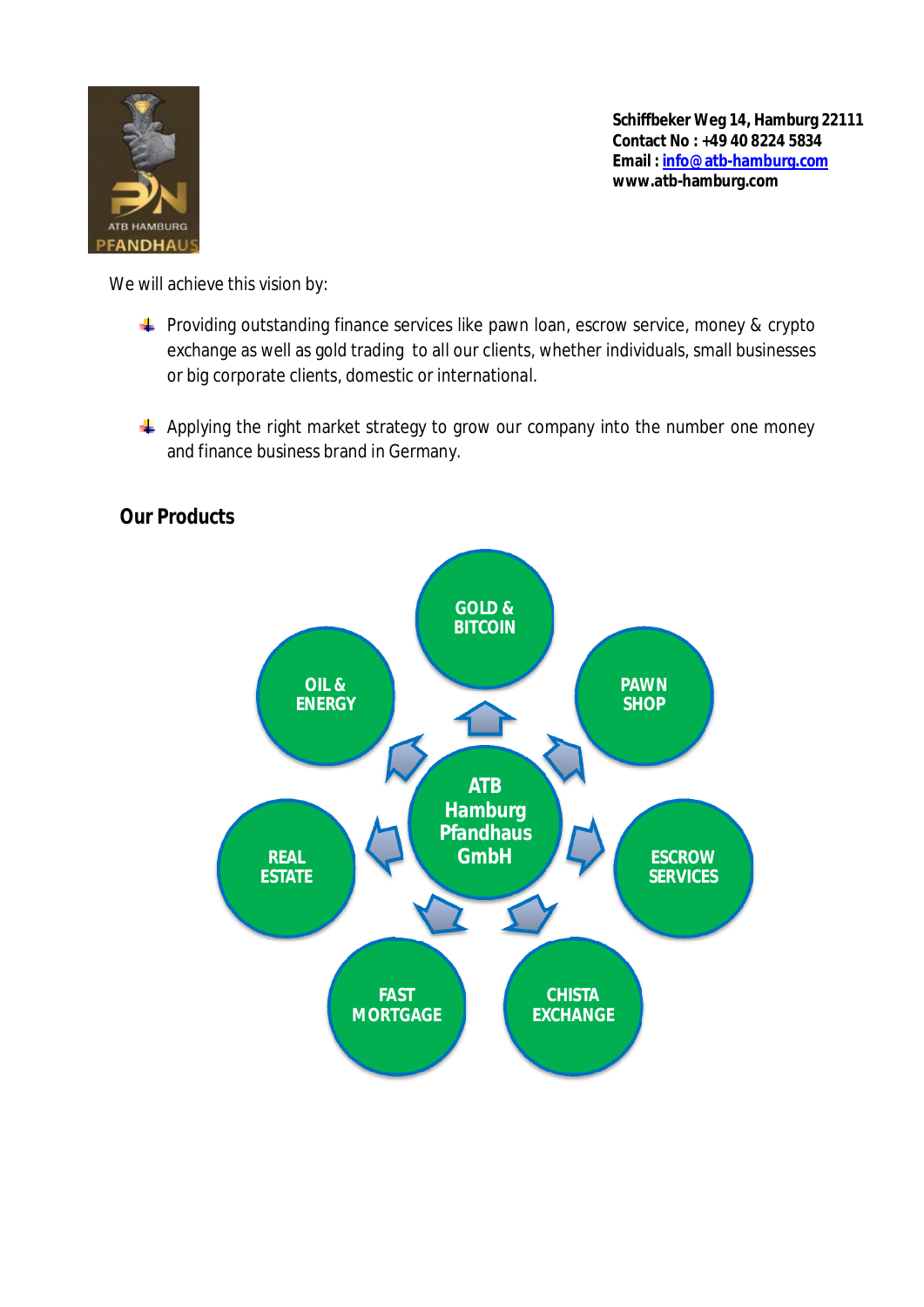Schiffbeker Weg 14, Hamburg 22111
Contact No : +49 40 8224 5834
Email : info@atb-hamburg.com
www.atb-hamburg.com

We will achieve this vision by:

- Providing outstanding finance services like pawn loan, escrow service, money & crypto exchange as well as gold trading to all our clients, whether individuals, small businesses or big corporate clients, domestic or international.

- Applying the right market strategy to grow our company into the number one money and finance business brand in Germany.

## Our Products

ATB Hamburg Pfandhaus GmbH

- GOLD & BITCOIN
- PAWN SHOP
- ESCROW SERVICES
- CHISTA EXCHANGE
- FAST MORTGAGE
- REAL ESTATE
- OIL & ENERGY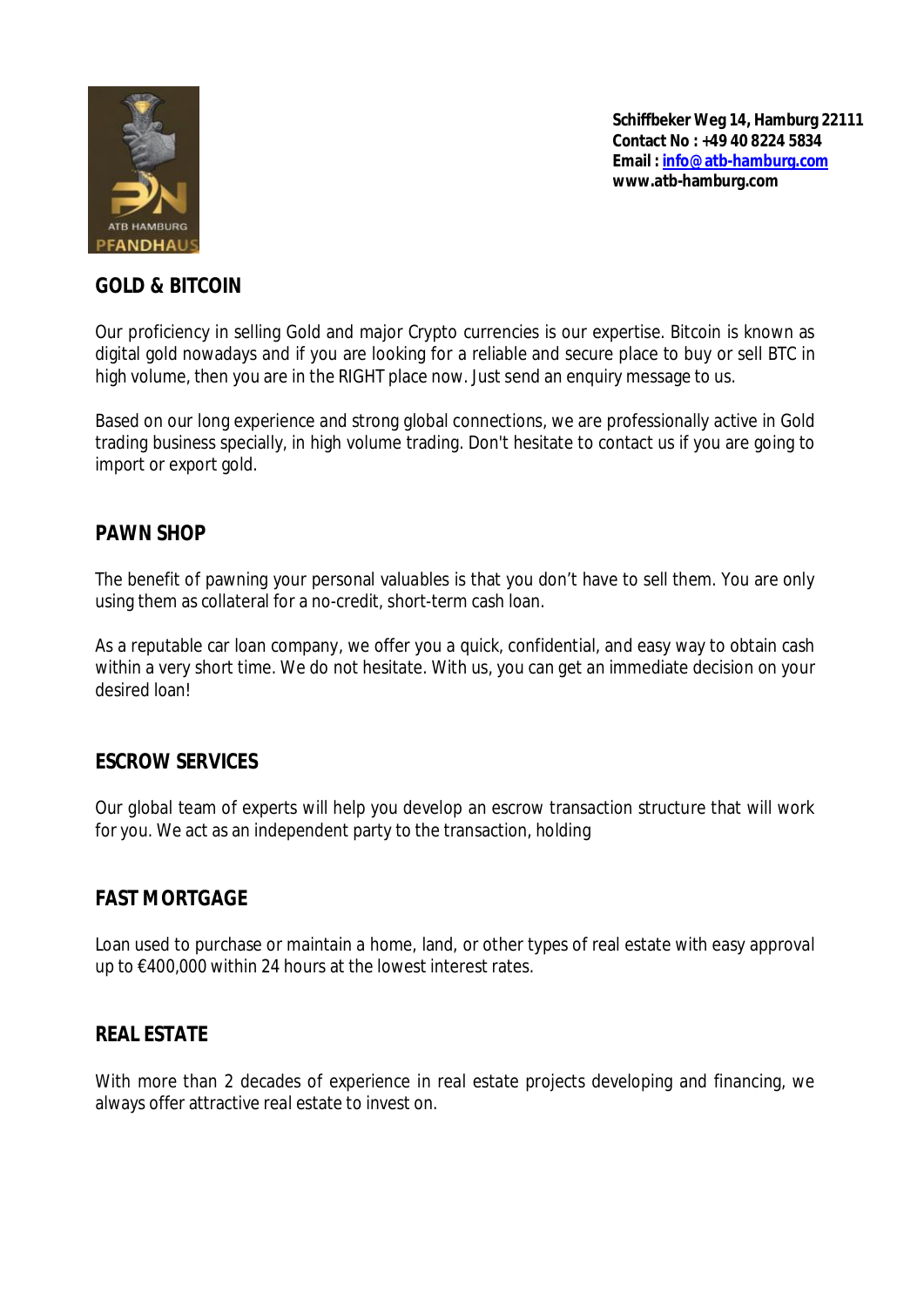Schiffbeker Weg 14, Hamburg 22111
Contact No : +49 40 8224 5834
Email : info@atb-hamburg.com
www.atb-hamburg.com

## GOLD & BITCOIN

Our proficiency in selling Gold and major Crypto currencies is our expertise. Bitcoin is known as digital gold nowadays and if you are looking for a reliable and secure place to buy or sell BTC in high volume, then you are in the RIGHT place now. Just send an enquiry message to us.

Based on our long experience and strong global connections, we are professionally active in Gold trading business specially, in high volume trading. Don't hesitate to contact us if you are going to import or export gold.

## PAWN SHOP

The benefit of pawning your personal valuables is that you don't have to sell them. You are only using them as collateral for a no-credit, short-term cash loan.

As a reputable car loan company, we offer you a quick, confidential, and easy way to obtain cash within a very short time. We do not hesitate. With us, you can get an immediate decision on your desired loan!

## ESCROW SERVICES

Our global team of experts will help you develop an escrow transaction structure that will work for you. We act as an independent party to the transaction, holding

## FAST MORTGAGE

Loan used to purchase or maintain a home, land, or other types of real estate with easy approval up to €400,000 within 24 hours at the lowest interest rates.

## REAL ESTATE

With more than 2 decades of experience in real estate projects developing and financing, we always offer attractive real estate to invest on.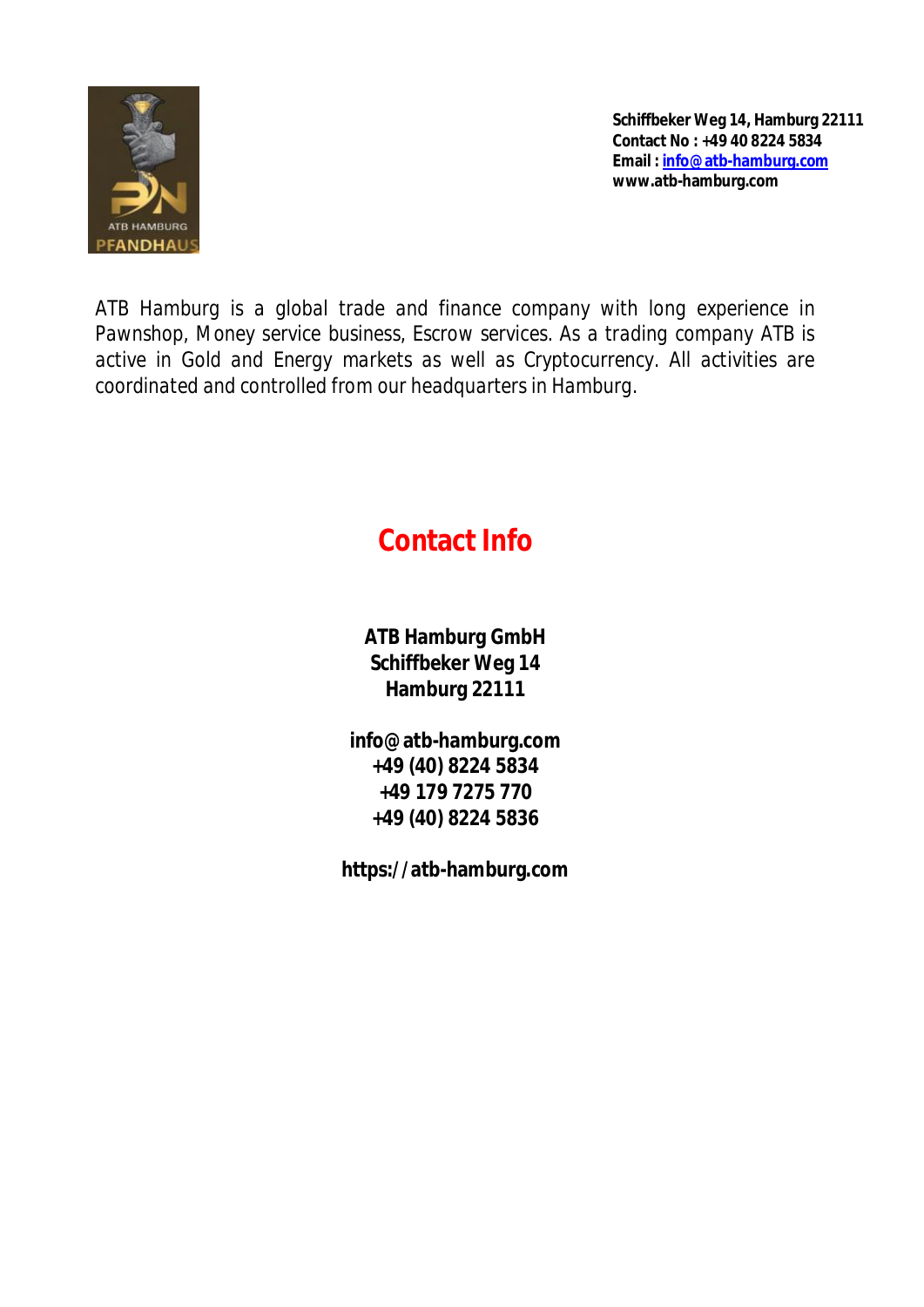**Schiffbeker Weg 14, Hamburg 22111**
**Contact No : +49 40 8224 5834**
**Email : info@atb-hamburg.com**
**www.atb-hamburg.com**

ATB Hamburg is a global trade and finance company with long experience in Pawnshop, Money service business, Escrow services. As a trading company ATB is active in Gold and Energy markets as well as Cryptocurrency. All activities are coordinated and controlled from our headquarters in Hamburg.

## Contact Info

**ATB Hamburg GmbH**
**Schiffbeker Weg 14**
**Hamburg 22111**

**info@atb-hamburg.com**
**+49 (40) 8224 5834**
**+49 179 7275 770**
**+49 (40) 8224 5836**

**https://atb-hamburg.com**